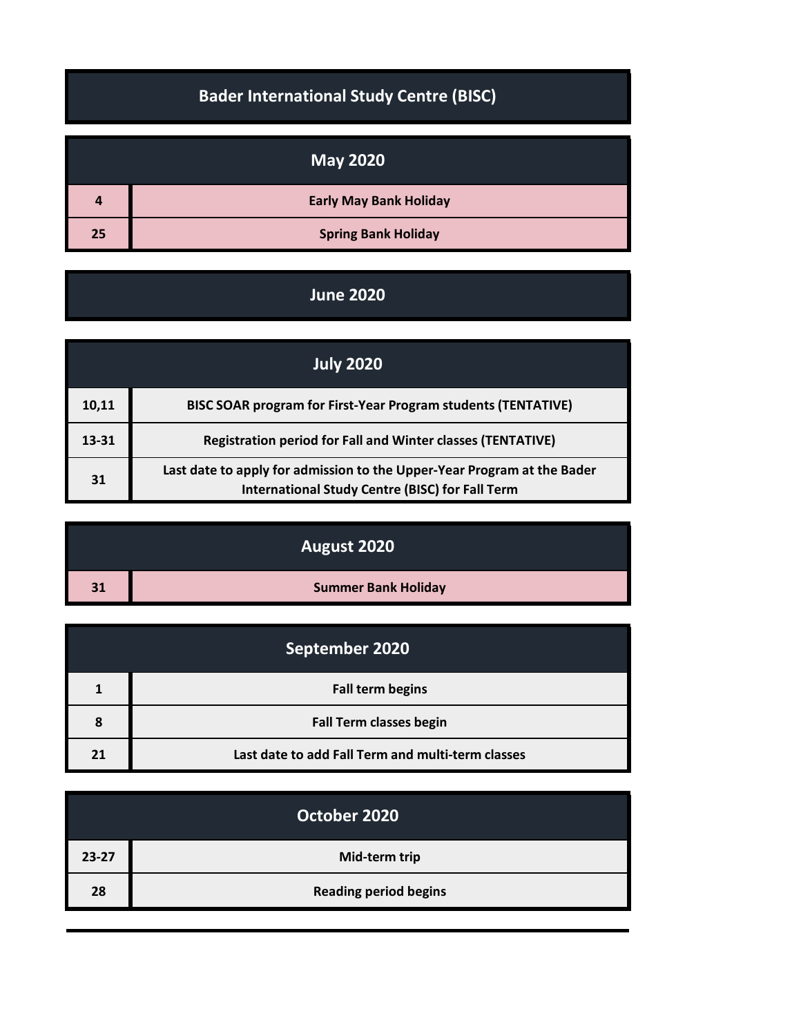# Bader International Study Centre (BISC)

## May 2020

| | |
|---|---|
| 4 | Early May Bank Holiday |
| 25 | Spring Bank Holiday |

## June 2020

## July 2020

| | |
|---|---|
| 10,11 | BISC SOAR program for First-Year Program students (TENTATIVE) |
| 13-31 | Registration period for Fall and Winter classes (TENTATIVE) |
| 31 | Last date to apply for admission to the Upper-Year Program at the Bader International Study Centre (BISC) for Fall Term |

## August 2020

| | |
|---|---|
| 31 | Summer Bank Holiday |

## September 2020

| | |
|---|---|
| 1 | Fall term begins |
| 8 | Fall Term classes begin |
| 21 | Last date to add Fall Term and multi-term classes |

## October 2020

| | |
|---|---|
| 23-27 | Mid-term trip |
| 28 | Reading period begins |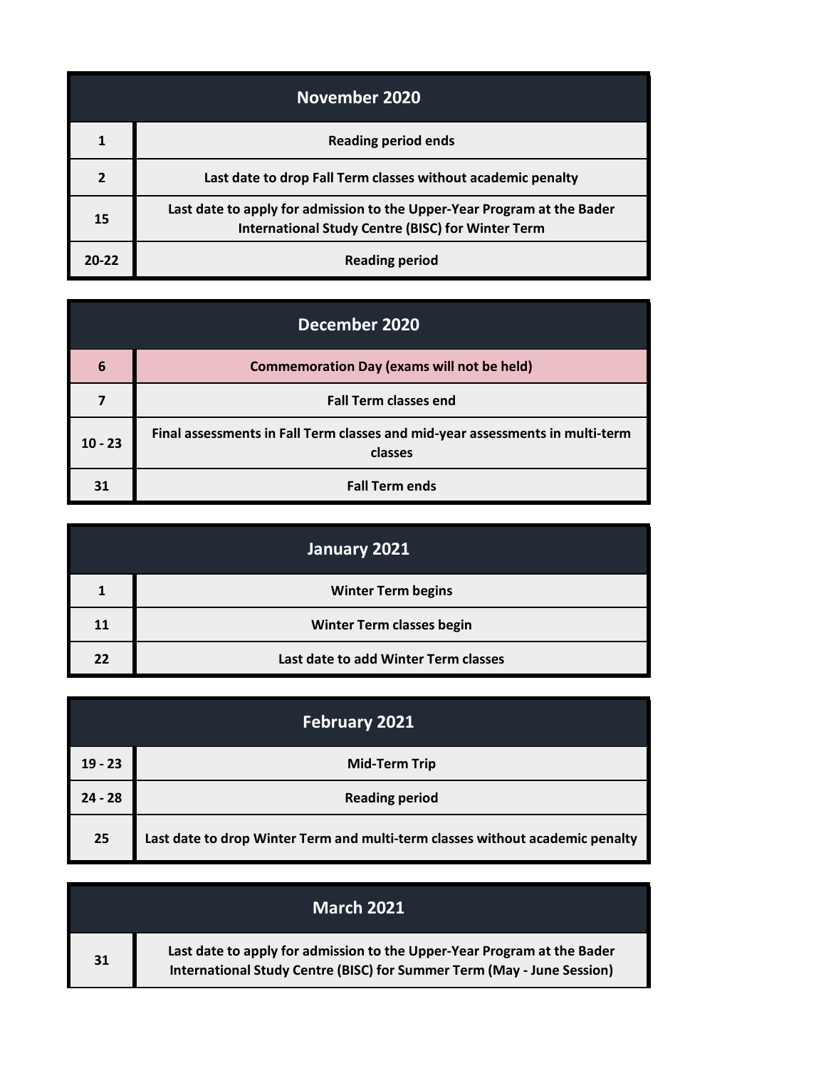| November 2020 | |
|---|---|
| 1 | Reading period ends |
| 2 | Last date to drop Fall Term classes without academic penalty |
| 15 | Last date to apply for admission to the Upper-Year Program at the Bader International Study Centre (BISC) for Winter Term |
| 20-22 | Reading period |

| December 2020 | |
|---|---|
| 6 | Commemoration Day (exams will not be held) |
| 7 | Fall Term classes end |
| 10 - 23 | Final assessments in Fall Term classes and mid-year assessments in multi-term classes |
| 31 | Fall Term ends |

| January 2021 | |
|---|---|
| 1 | Winter Term begins |
| 11 | Winter Term classes begin |
| 22 | Last date to add Winter Term classes |

| February 2021 | |
|---|---|
| 19 - 23 | Mid-Term Trip |
| 24 - 28 | Reading period |
| 25 | Last date to drop Winter Term and multi-term classes without academic penalty |

| March 2021 | |
|---|---|
| 31 | Last date to apply for admission to the Upper-Year Program at the Bader International Study Centre (BISC) for Summer Term (May - June Session) |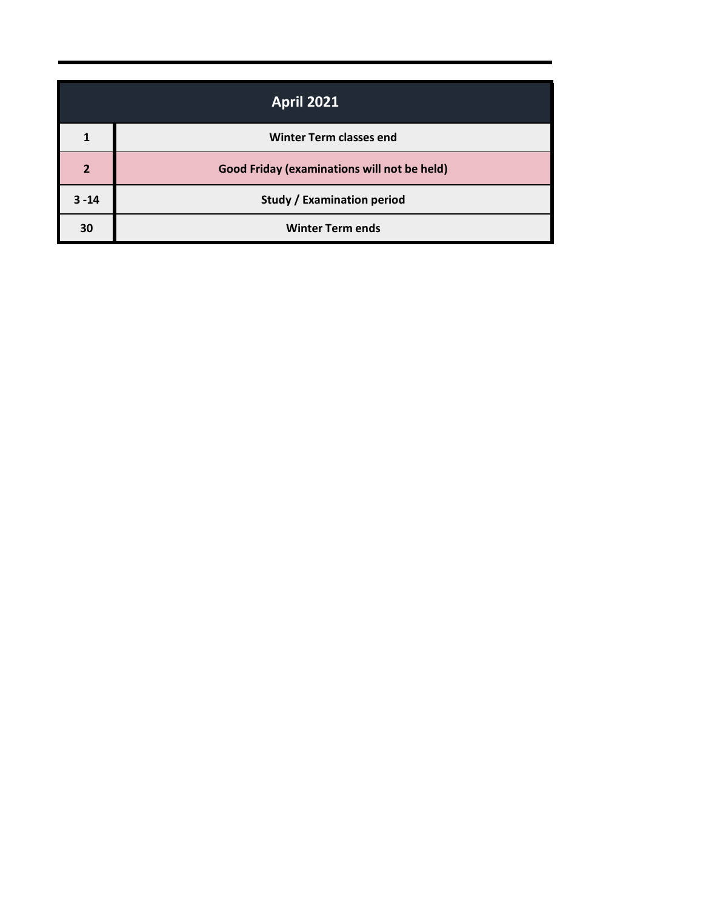| April 2021 | |
|---|---|
| 1 | Winter Term classes end |
| 2 | Good Friday (examinations will not be held) |
| 3 -14 | Study / Examination period |
| 30 | Winter Term ends |